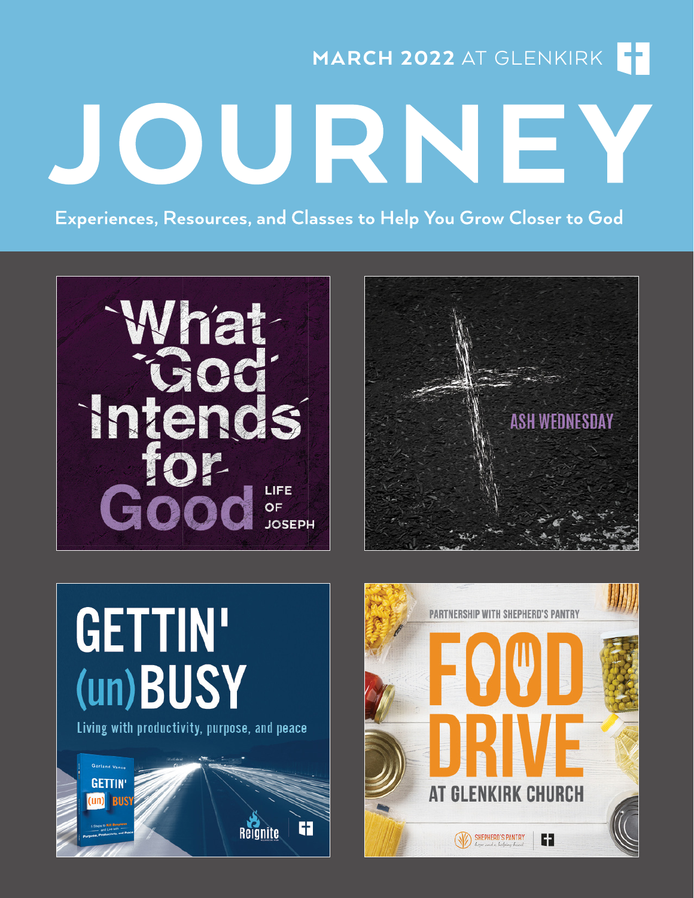MARCH 2022 AT GLENKIRK

# JOURNEY

Experiences, Resources, and Classes to Help You Grow Closer to God

What God Intends for Good

LIFE OF JOSEPH

ASH WEDNESDAY

GETTIN' (un)BUSY

Living with productivity, purpose, and peace

PARTNERSHIP WITH SHEPHERD'S PANTRY

FOOD DRIVE

AT GLENKIRK CHURCH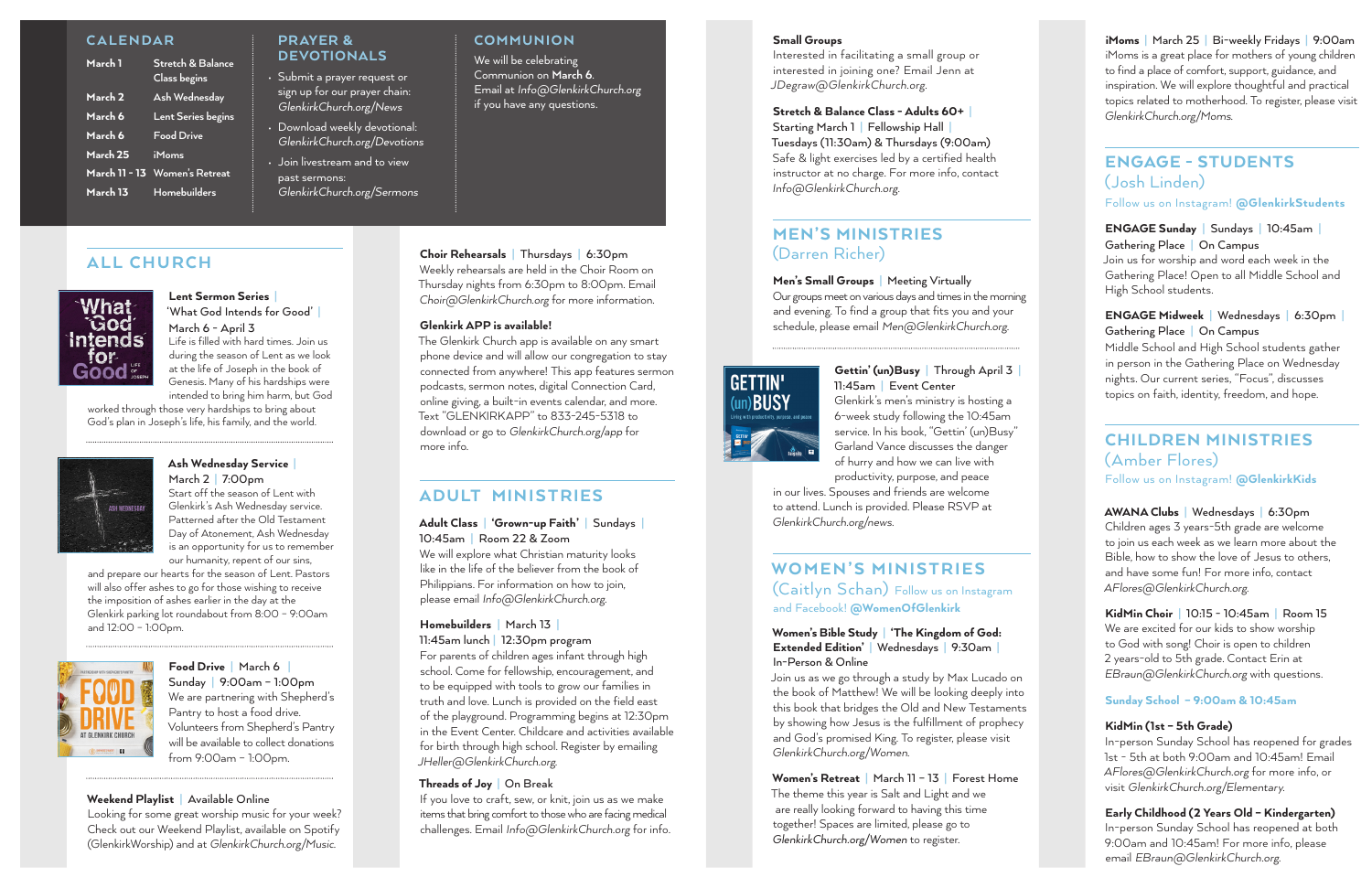## CALENDAR

| | |
|---|---|
| March 1 | Stretch & Balance Class begins |
| March 2 | Ash Wednesday |
| March 6 | Lent Series begins |
| March 6 | Food Drive |
| March 25 | iMoms |
| March 11 - 13 | Women's Retreat |
| March 13 | Homebuilders |

## PRAYER & DEVOTIONALS

- Submit a prayer request or sign up for our prayer chain: *GlenkirkChurch.org/News*
- Download weekly devotional: *GlenkirkChurch.org/Devotions*
- Join livestream and to view past sermons: *GlenkirkChurch.org/Sermons*

## COMMUNION

We will be celebrating Communion on **March 6**. Email at *Info@GlenkirkChurch.org* if you have any questions.

## ALL CHURCH

**Lent Sermon Series** | 'What God Intends for Good' | March 6 – April 3
Life is filled with hard times. Join us during the season of Lent as we look at the life of Joseph in the book of Genesis. Many of his hardships were intended to bring him harm, but God worked through those very hardships to bring about God's plan in Joseph's life, his family, and the world.

**Ash Wednesday Service** | March 2 | 7:00pm
Start off the season of Lent with Glenkirk's Ash Wednesday service. Patterned after the Old Testament Day of Atonement, Ash Wednesday is an opportunity for us to remember our humanity, repent of our sins, and prepare our hearts for the season of Lent. Pastors will also offer ashes to go for those wishing to receive the imposition of ashes earlier in the day at the Glenkirk parking lot roundabout from 8:00 – 9:00am and 12:00 – 1:00pm.

**Food Drive** | March 6 | Sunday | 9:00am – 1:00pm
We are partnering with Shepherd's Pantry to host a food drive. Volunteers from Shepherd's Pantry will be available to collect donations from 9:00am – 1:00pm.

**Weekend Playlist** | Available Online
Looking for some great worship music for your week? Check out our Weekend Playlist, available on Spotify (GlenkirkWorship) and at *GlenkirkChurch.org/Music*.

**Choir Rehearsals** | Thursdays | 6:30pm
Weekly rehearsals are held in the Choir Room on Thursday nights from 6:30pm to 8:00pm. Email *Choir@GlenkirkChurch.org* for more information.

**Glenkirk APP is available!**
The Glenkirk Church app is available on any smart phone device and will allow our congregation to stay connected from anywhere! This app features sermon podcasts, sermon notes, digital Connection Card, online giving, a built-in events calendar, and more. Text "GLENKIRKAPP" to 833-245-5318 to download or go to *GlenkirkChurch.org/app* for more info.

## ADULT MINISTRIES

**Adult Class** | 'Grown-up Faith' | Sundays | 10:45am | Room 22 & Zoom
We will explore what Christian maturity looks like in the life of the believer from the book of Philippians. For information on how to join, please email *Info@GlenkirkChurch.org*.

**Homebuilders** | March 13 | 11:45am lunch | 12:30pm program
For parents of children ages infant through high school. Come for fellowship, encouragement, and to be equipped with tools to grow our families in truth and love. Lunch is provided on the field east of the playground. Programming begins at 12:30pm in the Event Center. Childcare and activities available for birth through high school. Register by emailing *JHeller@GlenkirkChurch.org*.

**Threads of Joy** | On Break
If you love to craft, sew, or knit, join us as we make items that bring comfort to those who are facing medical challenges. Email *Info@GlenkirkChurch.org* for info.

**Small Groups**
Interested in facilitating a small group or interested in joining one? Email Jenn at *JDegraw@GlenkirkChurch.org*.

**Stretch & Balance Class - Adults 60+** | Starting March 1 | Fellowship Hall | Tuesdays (11:30am) & Thursdays (9:00am)
Safe & light exercises led by a certified health instructor at no charge. For more info, contact *Info@GlenkirkChurch.org*.

## MEN'S MINISTRIES (Darren Richer)

**Men's Small Groups** | Meeting Virtually
Our groups meet on various days and times in the morning and evening. To find a group that fits you and your schedule, please email *Men@GlenkirkChurch.org*.

**Gettin' (un)Busy** | Through April 3 | 11:45am | Event Center
Glenkirk's men's ministry is hosting a 6-week study following the 10:45am service. In his book, "Gettin' (un)Busy" Garland Vance discusses the danger of hurry and how we can live with productivity, purpose, and peace in our lives. Spouses and friends are welcome to attend. Lunch is provided. Please RSVP at *GlenkirkChurch.org/news*.

## WOMEN'S MINISTRIES (Caitlyn Schan)

Follow us on Instagram and Facebook! **@WomenOfGlenkirk**

**Women's Bible Study** | **'The Kingdom of God: Extended Edition'** | Wednesdays | 9:30am | In-Person & Online
Join us as we go through a study by Max Lucado on the book of Matthew! We will be looking deeply into this book that bridges the Old and New Testaments by showing how Jesus is the fulfillment of prophecy and God's promised King. To register, please visit *GlenkirkChurch.org/Women*.

**Women's Retreat** | March 11 – 13 | Forest Home
The theme this year is Salt and Light and we are really looking forward to having this time together! Spaces are limited, please go to *GlenkirkChurch.org/Women* to register.

**iMoms** | March 25 | Bi-weekly Fridays | 9:00am
iMoms is a great place for mothers of young children to find a place of comfort, support, guidance, and inspiration. We will explore thoughtful and practical topics related to motherhood. To register, please visit *GlenkirkChurch.org/Moms*.

## ENGAGE - STUDENTS (Josh Linden)

Follow us on Instagram! **@GlenkirkStudents**

**ENGAGE Sunday** | Sundays | 10:45am | Gathering Place | On Campus
Join us for worship and word each week in the Gathering Place! Open to all Middle School and High School students.

**ENGAGE Midweek** | Wednesdays | 6:30pm | Gathering Place | On Campus
Middle School and High School students gather in person in the Gathering Place on Wednesday nights. Our current series, "Focus", discusses topics on faith, identity, freedom, and hope.

## CHILDREN MINISTRIES (Amber Flores)

Follow us on Instagram! **@GlenkirkKids**

**AWANA Clubs** | Wednesdays | 6:30pm
Children ages 3 years-5th grade are welcome to join us each week as we learn more about the Bible, how to show the love of Jesus to others, and have some fun! For more info, contact *AFlores@GlenkirkChurch.org*.

**KidMin Choir** | 10:15 - 10:45am | Room 15
We are excited for our kids to show worship to God with song! Choir is open to children 2 years-old to 5th grade. Contact Erin at *EBraun@GlenkirkChurch.org* with questions.

**Sunday School – 9:00am & 10:45am**

**KidMin (1st – 5th Grade)**
In-person Sunday School has reopened for grades 1st - 5th at both 9:00am and 10:45am! Email *AFlores@GlenkirkChurch.org* for more info, or visit *GlenkirkChurch.org/Elementary*.

**Early Childhood (2 Years Old – Kindergarten)**
In-person Sunday School has reopened at both 9:00am and 10:45am! For more info, please email *EBraun@GlenkirkChurch.org*.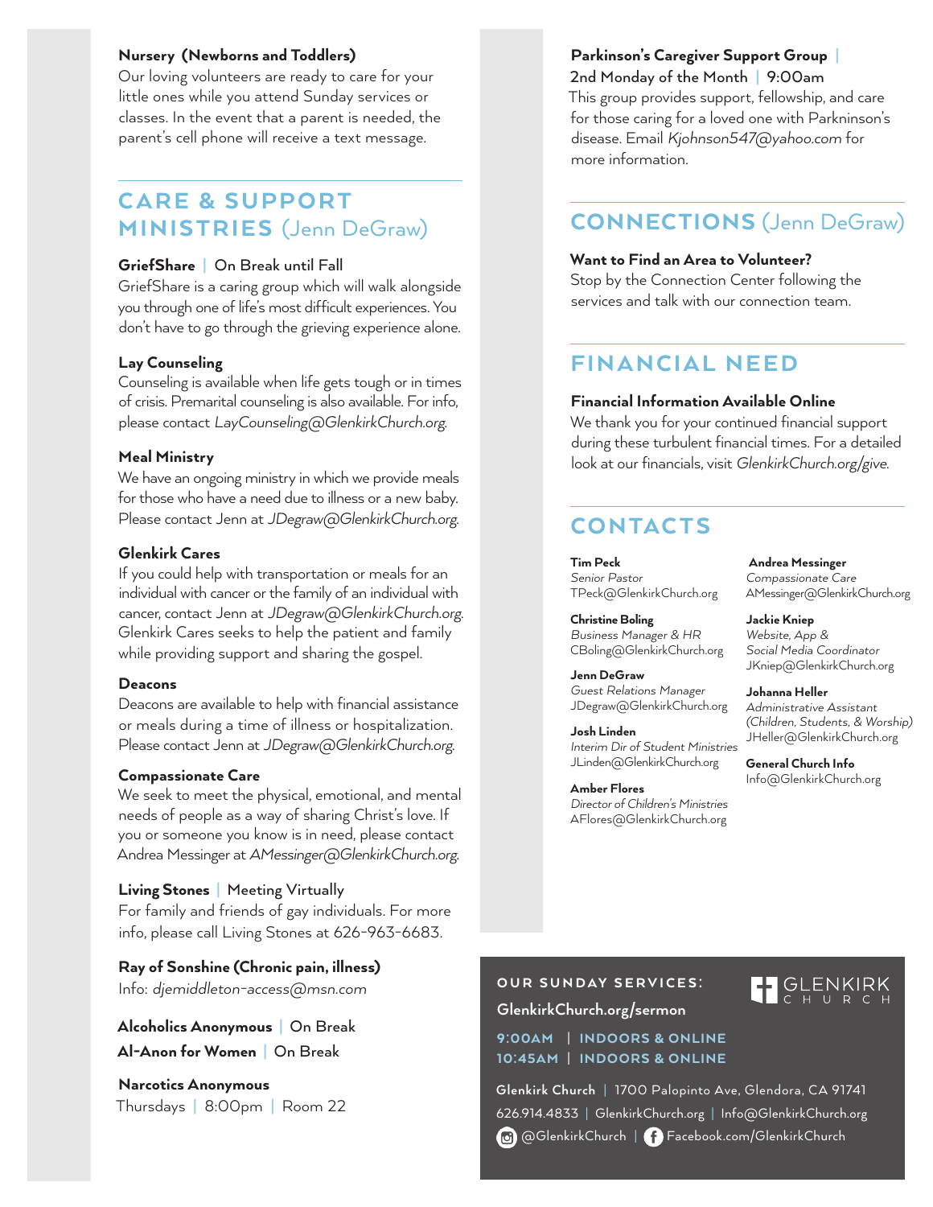**Nursery (Newborns and Toddlers)**
Our loving volunteers are ready to care for your little ones while you attend Sunday services or classes. In the event that a parent is needed, the parent's cell phone will receive a text message.

## CARE & SUPPORT MINISTRIES (Jenn DeGraw)

**GriefShare** | On Break until Fall
GriefShare is a caring group which will walk alongside you through one of life's most difficult experiences. You don't have to go through the grieving experience alone.

**Lay Counseling**
Counseling is available when life gets tough or in times of crisis. Premarital counseling is also available. For info, please contact *LayCounseling@GlenkirkChurch.org*.

**Meal Ministry**
We have an ongoing ministry in which we provide meals for those who have a need due to illness or a new baby. Please contact Jenn at *JDegraw@GlenkirkChurch.org*.

**Glenkirk Cares**
If you could help with transportation or meals for an individual with cancer or the family of an individual with cancer, contact Jenn at *JDegraw@GlenkirkChurch.org*. Glenkirk Cares seeks to help the patient and family while providing support and sharing the gospel.

**Deacons**
Deacons are available to help with financial assistance or meals during a time of illness or hospitalization. Please contact Jenn at *JDegraw@GlenkirkChurch.org*.

**Compassionate Care**
We seek to meet the physical, emotional, and mental needs of people as a way of sharing Christ's love. If you or someone you know is in need, please contact Andrea Messinger at *AMessinger@GlenkirkChurch.org*.

**Living Stones** | Meeting Virtually
For family and friends of gay individuals. For more info, please call Living Stones at 626-963-6683.

**Ray of Sonshine (Chronic pain, illness)**
Info: *djemiddleton-access@msn.com*

**Alcoholics Anonymous** | On Break
**Al-Anon for Women** | On Break

**Narcotics Anonymous**
Thursdays | 8:00pm | Room 22

**Parkinson's Caregiver Support Group** | **2nd Monday of the Month** | **9:00am**
This group provides support, fellowship, and care for those caring for a loved one with Parkninson's disease. Email *Kjohnson547@yahoo.com* for more information.

## CONNECTIONS (Jenn DeGraw)

**Want to Find an Area to Volunteer?**
Stop by the Connection Center following the services and talk with our connection team.

## FINANCIAL NEED

**Financial Information Available Online**
We thank you for your continued financial support during these turbulent financial times. For a detailed look at our financials, visit *GlenkirkChurch.org/give*.

## CONTACTS

**Tim Peck**
*Senior Pastor*
TPeck@GlenkirkChurch.org

**Christine Boling**
*Business Manager & HR*
CBoling@GlenkirkChurch.org

**Jenn DeGraw**
*Guest Relations Manager*
JDegraw@GlenkirkChurch.org

**Josh Linden**
*Interim Dir of Student Ministries*
JLinden@GlenkirkChurch.org

**Amber Flores**
*Director of Children's Ministries*
AFlores@GlenkirkChurch.org

**Andrea Messinger**
*Compassionate Care*
AMessinger@GlenkirkChurch.org

**Jackie Kniep**
*Website, App & Social Media Coordinator*
JKniep@GlenkirkChurch.org

**Johanna Heller**
*Administrative Assistant (Children, Students, & Worship)*
JHeller@GlenkirkChurch.org

**General Church Info**
Info@GlenkirkChurch.org

**OUR SUNDAY SERVICES:**
**GlenkirkChurch.org/sermon**

**9:00AM | INDOORS & ONLINE**
**10:45AM | INDOORS & ONLINE**

GLENKIRK CHURCH

**Glenkirk Church** | 1700 Palopinto Ave, Glendora, CA 91741
626.914.4833 | GlenkirkChurch.org | Info@GlenkirkChurch.org
@GlenkirkChurch | Facebook.com/GlenkirkChurch